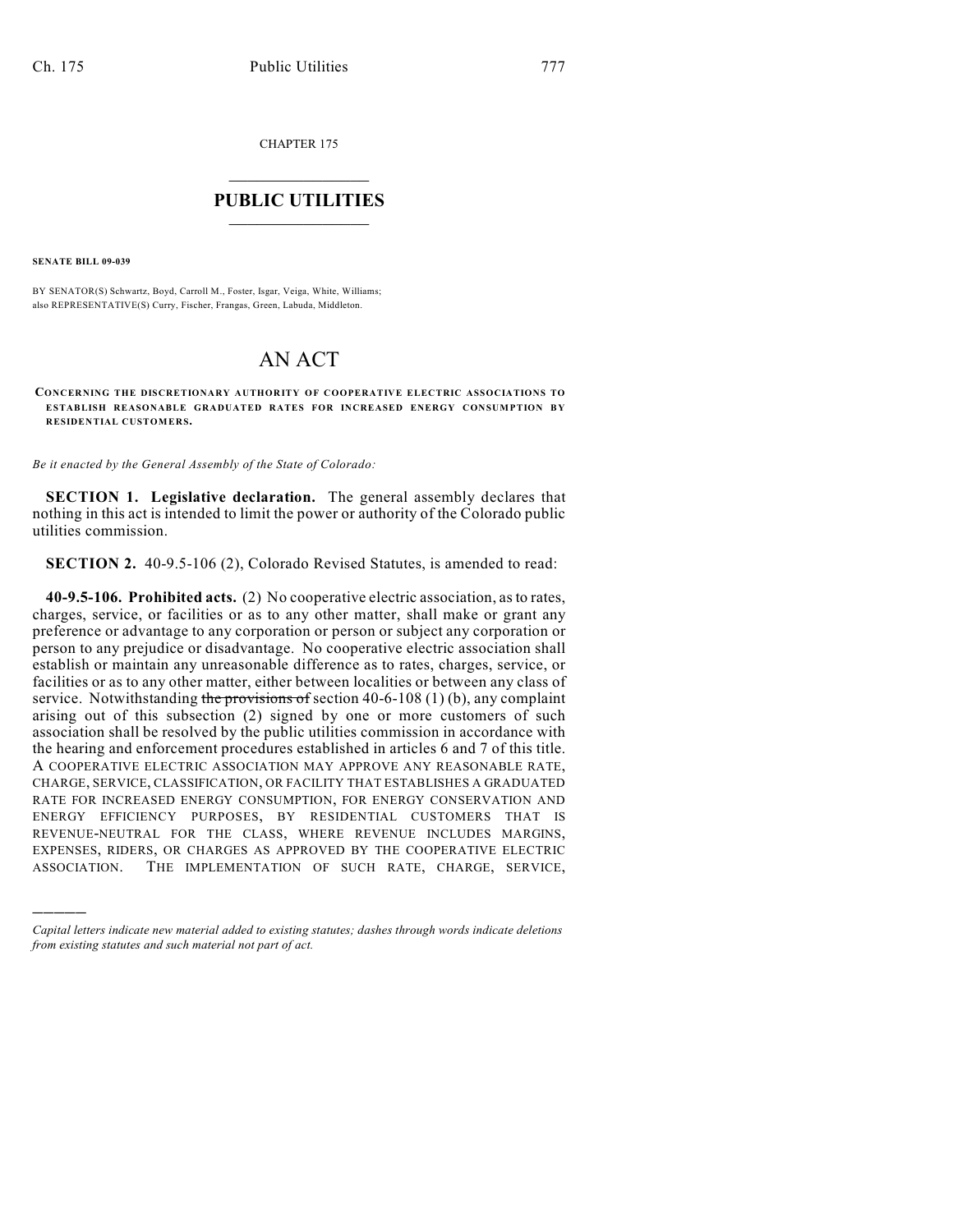CHAPTER 175

# PUBLIC UTILITIES

**SENATE BILL 09-039**

BY SENATOR(S) Schwartz, Boyd, Carroll M., Foster, Isgar, Veiga, White, Williams;
also REPRESENTATIVE(S) Curry, Fischer, Frangas, Green, Labuda, Middleton.

# AN ACT

**CONCERNING THE DISCRETIONARY AUTHORITY OF COOPERATIVE ELECTRIC ASSOCIATIONS TO ESTABLISH REASONABLE GRADUATED RATES FOR INCREASED ENERGY CONSUMPTION BY RESIDENTIAL CUSTOMERS.**

*Be it enacted by the General Assembly of the State of Colorado:*

**SECTION 1. Legislative declaration.** The general assembly declares that nothing in this act is intended to limit the power or authority of the Colorado public utilities commission.

**SECTION 2.** 40-9.5-106 (2), Colorado Revised Statutes, is amended to read:

**40-9.5-106. Prohibited acts.** (2) No cooperative electric association, as to rates, charges, service, or facilities or as to any other matter, shall make or grant any preference or advantage to any corporation or person or subject any corporation or person to any prejudice or disadvantage. No cooperative electric association shall establish or maintain any unreasonable difference as to rates, charges, service, or facilities or as to any other matter, either between localities or between any class of service. Notwithstanding ~~the provisions of~~ section 40-6-108 (1) (b), any complaint arising out of this subsection (2) signed by one or more customers of such association shall be resolved by the public utilities commission in accordance with the hearing and enforcement procedures established in articles 6 and 7 of this title. A COOPERATIVE ELECTRIC ASSOCIATION MAY APPROVE ANY REASONABLE RATE, CHARGE, SERVICE, CLASSIFICATION, OR FACILITY THAT ESTABLISHES A GRADUATED RATE FOR INCREASED ENERGY CONSUMPTION, FOR ENERGY CONSERVATION AND ENERGY EFFICIENCY PURPOSES, BY RESIDENTIAL CUSTOMERS THAT IS REVENUE-NEUTRAL FOR THE CLASS, WHERE REVENUE INCLUDES MARGINS, EXPENSES, RIDERS, OR CHARGES AS APPROVED BY THE COOPERATIVE ELECTRIC ASSOCIATION. THE IMPLEMENTATION OF SUCH RATE, CHARGE, SERVICE,

---

*Capital letters indicate new material added to existing statutes; dashes through words indicate deletions from existing statutes and such material not part of act.*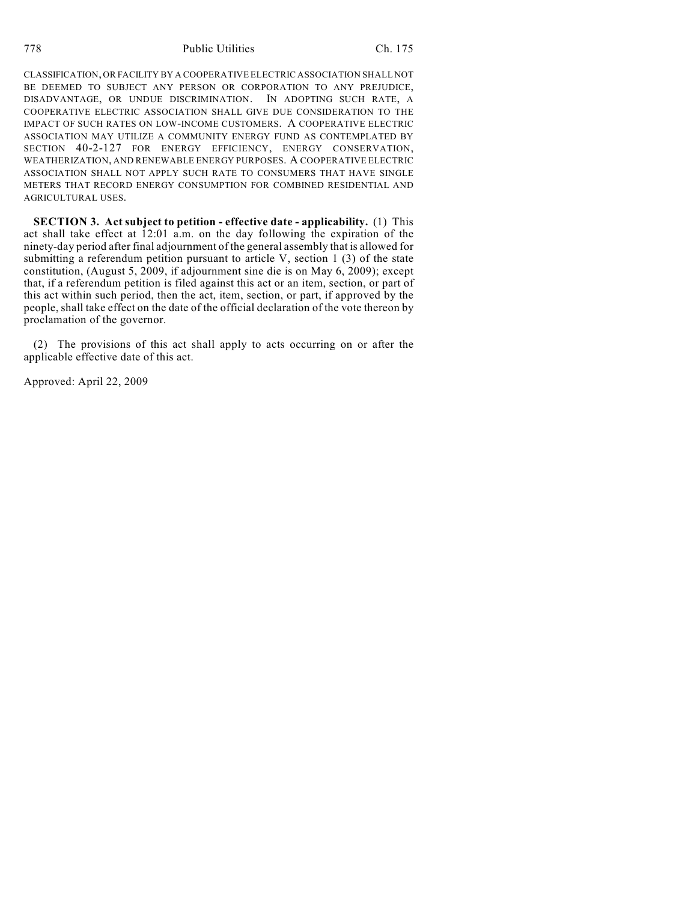CLASSIFICATION, OR FACILITY BY A COOPERATIVE ELECTRIC ASSOCIATION SHALL NOT BE DEEMED TO SUBJECT ANY PERSON OR CORPORATION TO ANY PREJUDICE, DISADVANTAGE, OR UNDUE DISCRIMINATION. IN ADOPTING SUCH RATE, A COOPERATIVE ELECTRIC ASSOCIATION SHALL GIVE DUE CONSIDERATION TO THE IMPACT OF SUCH RATES ON LOW-INCOME CUSTOMERS. A COOPERATIVE ELECTRIC ASSOCIATION MAY UTILIZE A COMMUNITY ENERGY FUND AS CONTEMPLATED BY SECTION 40-2-127 FOR ENERGY EFFICIENCY, ENERGY CONSERVATION, WEATHERIZATION, AND RENEWABLE ENERGY PURPOSES. A COOPERATIVE ELECTRIC ASSOCIATION SHALL NOT APPLY SUCH RATE TO CONSUMERS THAT HAVE SINGLE METERS THAT RECORD ENERGY CONSUMPTION FOR COMBINED RESIDENTIAL AND AGRICULTURAL USES.

**SECTION 3. Act subject to petition - effective date - applicability.** (1) This act shall take effect at 12:01 a.m. on the day following the expiration of the ninety-day period after final adjournment of the general assembly that is allowed for submitting a referendum petition pursuant to article V, section 1 (3) of the state constitution, (August 5, 2009, if adjournment sine die is on May 6, 2009); except that, if a referendum petition is filed against this act or an item, section, or part of this act within such period, then the act, item, section, or part, if approved by the people, shall take effect on the date of the official declaration of the vote thereon by proclamation of the governor.

(2) The provisions of this act shall apply to acts occurring on or after the applicable effective date of this act.

Approved: April 22, 2009